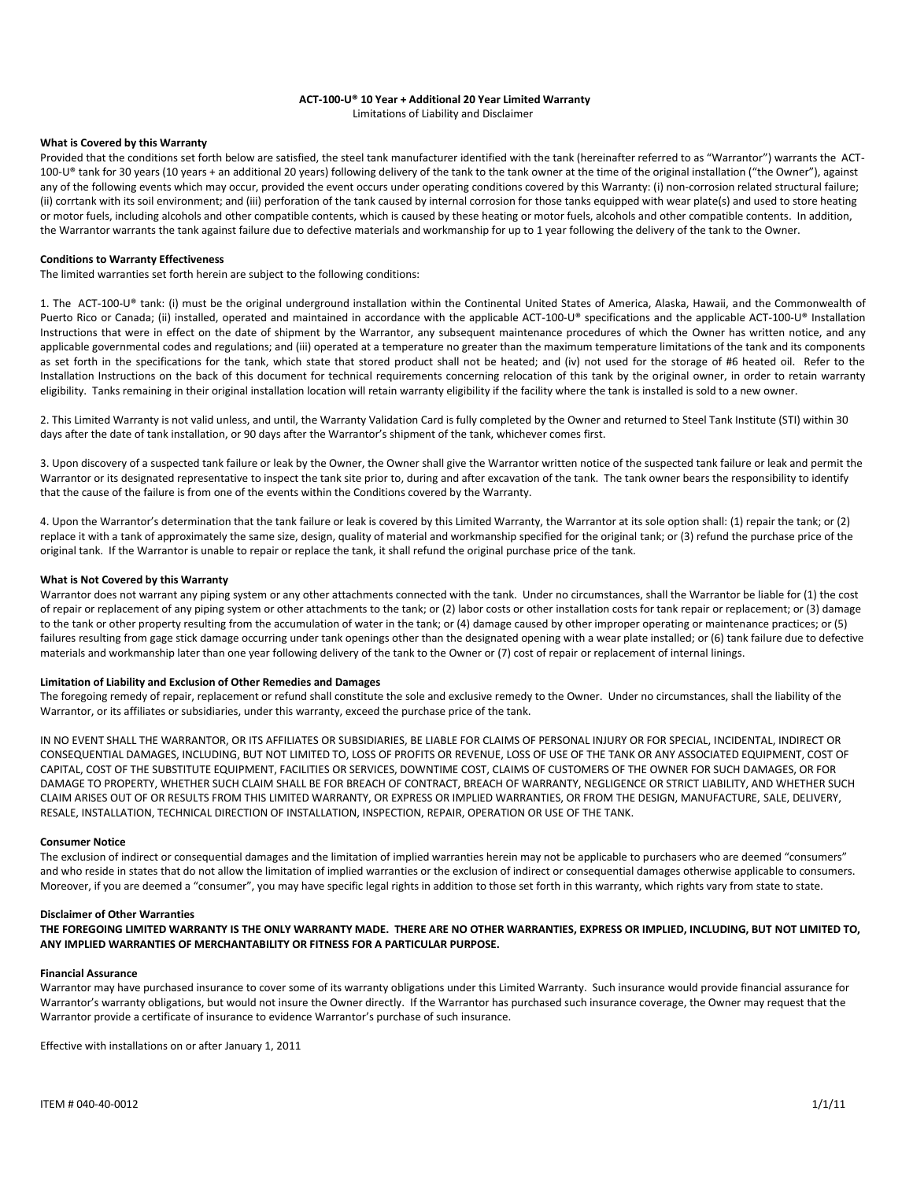**ACT-100-U® 10 Year + Additional 20 Year Limited Warranty**

Limitations of Liability and Disclaimer

**What is Covered by this Warranty**

Provided that the conditions set forth below are satisfied, the steel tank manufacturer identified with the tank (hereinafter referred to as "Warrantor") warrants the ACT-100-U® tank for 30 years (10 years + an additional 20 years) following delivery of the tank to the tank owner at the time of the original installation ("the Owner"), against any of the following events which may occur, provided the event occurs under operating conditions covered by this Warranty: (i) non-corrosion related structural failure; (ii) corrtank with its soil environment; and (iii) perforation of the tank caused by internal corrosion for those tanks equipped with wear plate(s) and used to store heating or motor fuels, including alcohols and other compatible contents, which is caused by these heating or motor fuels, alcohols and other compatible contents. In addition, the Warrantor warrants the tank against failure due to defective materials and workmanship for up to 1 year following the delivery of the tank to the Owner.

**Conditions to Warranty Effectiveness**

The limited warranties set forth herein are subject to the following conditions:

1. The ACT-100-U® tank: (i) must be the original underground installation within the Continental United States of America, Alaska, Hawaii, and the Commonwealth of Puerto Rico or Canada; (ii) installed, operated and maintained in accordance with the applicable ACT-100-U® specifications and the applicable ACT-100-U® Installation Instructions that were in effect on the date of shipment by the Warrantor, any subsequent maintenance procedures of which the Owner has written notice, and any applicable governmental codes and regulations; and (iii) operated at a temperature no greater than the maximum temperature limitations of the tank and its components as set forth in the specifications for the tank, which state that stored product shall not be heated; and (iv) not used for the storage of #6 heated oil. Refer to the Installation Instructions on the back of this document for technical requirements concerning relocation of this tank by the original owner, in order to retain warranty eligibility. Tanks remaining in their original installation location will retain warranty eligibility if the facility where the tank is installed is sold to a new owner.

2. This Limited Warranty is not valid unless, and until, the Warranty Validation Card is fully completed by the Owner and returned to Steel Tank Institute (STI) within 30 days after the date of tank installation, or 90 days after the Warrantor's shipment of the tank, whichever comes first.

3. Upon discovery of a suspected tank failure or leak by the Owner, the Owner shall give the Warrantor written notice of the suspected tank failure or leak and permit the Warrantor or its designated representative to inspect the tank site prior to, during and after excavation of the tank. The tank owner bears the responsibility to identify that the cause of the failure is from one of the events within the Conditions covered by the Warranty.

4. Upon the Warrantor's determination that the tank failure or leak is covered by this Limited Warranty, the Warrantor at its sole option shall: (1) repair the tank; or (2) replace it with a tank of approximately the same size, design, quality of material and workmanship specified for the original tank; or (3) refund the purchase price of the original tank. If the Warrantor is unable to repair or replace the tank, it shall refund the original purchase price of the tank.

**What is Not Covered by this Warranty**

Warrantor does not warrant any piping system or any other attachments connected with the tank. Under no circumstances, shall the Warrantor be liable for (1) the cost of repair or replacement of any piping system or other attachments to the tank; or (2) labor costs or other installation costs for tank repair or replacement; or (3) damage to the tank or other property resulting from the accumulation of water in the tank; or (4) damage caused by other improper operating or maintenance practices; or (5) failures resulting from gage stick damage occurring under tank openings other than the designated opening with a wear plate installed; or (6) tank failure due to defective materials and workmanship later than one year following delivery of the tank to the Owner or (7) cost of repair or replacement of internal linings.

**Limitation of Liability and Exclusion of Other Remedies and Damages**

The foregoing remedy of repair, replacement or refund shall constitute the sole and exclusive remedy to the Owner. Under no circumstances, shall the liability of the Warrantor, or its affiliates or subsidiaries, under this warranty, exceed the purchase price of the tank.

IN NO EVENT SHALL THE WARRANTOR, OR ITS AFFILIATES OR SUBSIDIARIES, BE LIABLE FOR CLAIMS OF PERSONAL INJURY OR FOR SPECIAL, INCIDENTAL, INDIRECT OR CONSEQUENTIAL DAMAGES, INCLUDING, BUT NOT LIMITED TO, LOSS OF PROFITS OR REVENUE, LOSS OF USE OF THE TANK OR ANY ASSOCIATED EQUIPMENT, COST OF CAPITAL, COST OF THE SUBSTITUTE EQUIPMENT, FACILITIES OR SERVICES, DOWNTIME COST, CLAIMS OF CUSTOMERS OF THE OWNER FOR SUCH DAMAGES, OR FOR DAMAGE TO PROPERTY, WHETHER SUCH CLAIM SHALL BE FOR BREACH OF CONTRACT, BREACH OF WARRANTY, NEGLIGENCE OR STRICT LIABILITY, AND WHETHER SUCH CLAIM ARISES OUT OF OR RESULTS FROM THIS LIMITED WARRANTY, OR EXPRESS OR IMPLIED WARRANTIES, OR FROM THE DESIGN, MANUFACTURE, SALE, DELIVERY, RESALE, INSTALLATION, TECHNICAL DIRECTION OF INSTALLATION, INSPECTION, REPAIR, OPERATION OR USE OF THE TANK.

**Consumer Notice**

The exclusion of indirect or consequential damages and the limitation of implied warranties herein may not be applicable to purchasers who are deemed "consumers" and who reside in states that do not allow the limitation of implied warranties or the exclusion of indirect or consequential damages otherwise applicable to consumers. Moreover, if you are deemed a "consumer", you may have specific legal rights in addition to those set forth in this warranty, which rights vary from state to state.

**Disclaimer of Other Warranties**

**THE FOREGOING LIMITED WARRANTY IS THE ONLY WARRANTY MADE. THERE ARE NO OTHER WARRANTIES, EXPRESS OR IMPLIED, INCLUDING, BUT NOT LIMITED TO, ANY IMPLIED WARRANTIES OF MERCHANTABILITY OR FITNESS FOR A PARTICULAR PURPOSE.**

**Financial Assurance**

Warrantor may have purchased insurance to cover some of its warranty obligations under this Limited Warranty. Such insurance would provide financial assurance for Warrantor's warranty obligations, but would not insure the Owner directly. If the Warrantor has purchased such insurance coverage, the Owner may request that the Warrantor provide a certificate of insurance to evidence Warrantor's purchase of such insurance.

Effective with installations on or after January 1, 2011

ITEM # 040-40-0012 1/1/11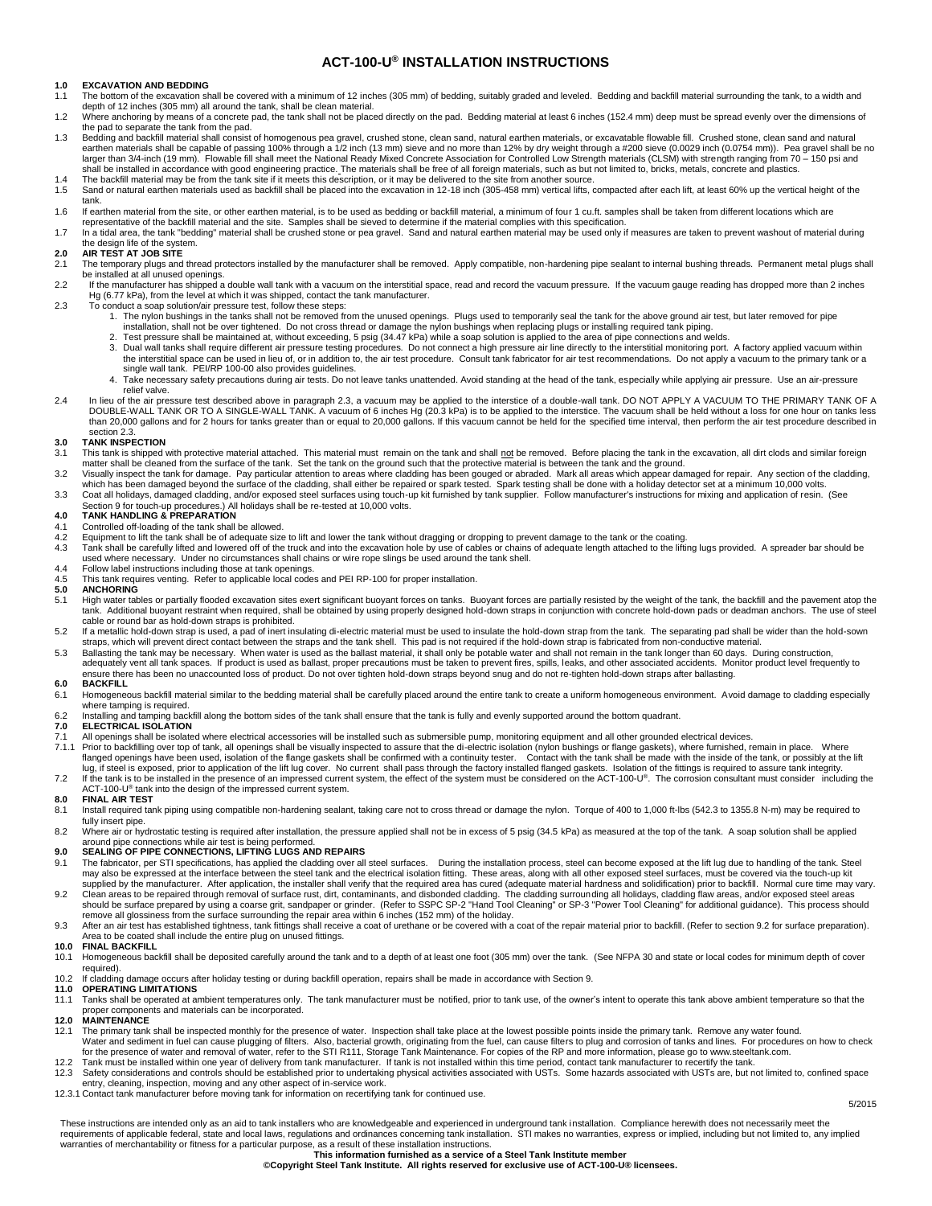# ACT-100-U® INSTALLATION INSTRUCTIONS

**1.0 EXCAVATION AND BEDDING**

1.1 The bottom of the excavation shall be covered with a minimum of 12 inches (305 mm) of bedding, suitably graded and leveled. Bedding and backfill material surrounding the tank, to a width and depth of 12 inches (305 mm) all around the tank, shall be clean material.

1.2 Where anchoring by means of a concrete pad, the tank shall not be placed directly on the pad. Bedding material at least 6 inches (152.4 mm) deep must be spread evenly over the dimensions of the pad to separate the tank from the pad.

1.3 Bedding and backfill material shall consist of homogenous pea gravel, crushed stone, clean sand, natural earthen materials, or excavatable flowable fill. Crushed stone, clean sand and natural earthen materials shall be capable of passing 100% through a 1/2 inch (13 mm) sieve and no more than 12% by dry weight through a #200 sieve (0.0029 inch (0.0754 mm)). Pea gravel shall be no larger than 3/4-inch (19 mm). Flowable fill shall meet the National Ready Mixed Concrete Association for Controlled Low Strength materials (CLSM) with strength ranging from 70 – 150 psi and shall be installed in accordance with good engineering practice. The materials shall be free of all foreign materials, such as but not limited to, bricks, metals, concrete and plastics.

1.4 The backfill material may be from the tank site if it meets this description, or it may be delivered to the site from another source.

1.5 Sand or natural earthen materials used as backfill shall be placed into the excavation in 12-18 inch (305-458 mm) vertical lifts, compacted after each lift, at least 60% up the vertical height of the tank.

1.6 If earthen material from the site, or other earthen material, is to be used as bedding or backfill material, a minimum of four 1 cu.ft. samples shall be taken from different locations which are representative of the backfill material and the site. Samples shall be sieved to determine if the material complies with this specification.

1.7 In a tidal area, the tank "bedding" material shall be crushed stone or pea gravel. Sand and natural earthen material may be used only if measures are taken to prevent washout of material during the design life of the system.

**2.0 AIR TEST AT JOB SITE**

2.1 The temporary plugs and thread protectors installed by the manufacturer shall be removed. Apply compatible, non-hardening pipe sealant to internal bushing threads. Permanent metal plugs shall be installed at all unused openings.

2.2 If the manufacturer has shipped a double wall tank with a vacuum on the interstitial space, read and record the vacuum pressure. If the vacuum gauge reading has dropped more than 2 inches Hg (6.77 kPa), from the level at which it was shipped, contact the tank manufacturer.

2.3 To conduct a soap solution/air pressure test, follow these steps:

1. The nylon bushings in the tanks shall not be removed from the unused openings. Plugs used to temporarily seal the tank for the above ground air test, but later removed for pipe installation, shall not be over tightened. Do not cross thread or damage the nylon bushings when replacing plugs or installing required tank piping.
2. Test pressure shall be maintained at, without exceeding, 5 psig (34.47 kPa) while a soap solution is applied to the area of pipe connections and welds.
3. Dual wall tanks shall require different air pressure testing procedures. Do not connect a high pressure air line directly to the interstitial monitoring port. A factory applied vacuum within the interstitial space can be used in lieu of, or in addition to, the air test procedure. Consult tank fabricator for air test recommendations. Do not apply a vacuum to the primary tank or a single wall tank. PEI/RP 100-00 also provides guidelines.
4. Take necessary safety precautions during air tests. Do not leave tanks unattended. Avoid standing at the head of the tank, especially while applying air pressure. Use an air-pressure relief valve.

2.4 In lieu of the air pressure test described above in paragraph 2.3, a vacuum may be applied to the interstice of a double-wall tank. DO NOT APPLY A VACUUM TO THE PRIMARY TANK OF A DOUBLE-WALL TANK OR TO A SINGLE-WALL TANK. A vacuum of 6 inches Hg (20.3 kPa) is to be applied to the interstice. The vacuum shall be held without a loss for one hour on tanks less than 20,000 gallons and for 2 hours for tanks greater than or equal to 20,000 gallons. If this vacuum cannot be held for the specified time interval, then perform the air test procedure described in section 2.3.

**3.0 TANK INSPECTION**

3.1 This tank is shipped with protective material attached. This material must remain on the tank and shall not be removed. Before placing the tank in the excavation, all dirt clods and similar foreign matter shall be cleaned from the surface of the tank. Set the tank on the ground such that the protective material is between the tank and the ground.

3.2 Visually inspect the tank for damage. Pay particular attention to areas where cladding has been gouged or abraded. Mark all areas which appear damaged for repair. Any section of the cladding, which has been damaged beyond the surface of the cladding, shall either be repaired or spark tested. Spark testing shall be done with a holiday detector set at a minimum 10,000 volts.

3.3 Coat all holidays, damaged cladding, and/or exposed steel surfaces using touch-up kit furnished by tank supplier. Follow manufacturer's instructions for mixing and application of resin. (See Section 9 for touch-up procedures.) All holidays shall be re-tested at 10,000 volts.

**4.0 TANK HANDLING & PREPARATION**

4.1 Controlled off-loading of the tank shall be allowed.

4.2 Equipment to lift the tank shall be of adequate size to lift and lower the tank without dragging or dropping to prevent damage to the tank or the coating.

4.3 Tank shall be carefully lifted and lowered off of the truck and into the excavation hole by use of cables or chains of adequate length attached to the lifting lugs provided. A spreader bar should be used where necessary. Under no circumstances shall chains or wire rope slings be used around the tank shell.

4.4 Follow label instructions including those at tank openings.

4.5 This tank requires venting. Refer to applicable local codes and PEI RP-100 for proper installation.

**5.0 ANCHORING**

5.1 High water tables or partially flooded excavation sites exert significant buoyant forces on tanks. Buoyant forces are partially resisted by the weight of the tank, the backfill and the pavement atop the tank. Additional buoyant restraint when required, shall be obtained by using properly designed hold-down straps in conjunction with concrete hold-down pads or deadman anchors. The use of steel cable or round bar as hold-down straps is prohibited.

5.2 If a metallic hold-down strap is used, a pad of inert insulating di-electric material must be used to insulate the hold-down strap from the tank. The separating pad shall be wider than the hold-sown straps, which will prevent direct contact between the straps and the tank shell. This pad is not required if the hold-down strap is fabricated from non-conductive material.

5.3 Ballasting the tank may be necessary. When water is used as the ballast material, it shall only be potable water and shall not remain in the tank longer than 60 days. During construction, adequately vent all tank spaces. If product is used as ballast, proper precautions must be taken to prevent fires, spills, leaks, and other associated accidents. Monitor product level frequently to ensure there has been no unaccounted loss of product. Do not over tighten hold-down straps beyond snug and do not re-tighten hold-down straps after ballasting.

**6.0 BACKFILL**

6.1 Homogeneous backfill material similar to the bedding material shall be carefully placed around the entire tank to create a uniform homogeneous environment. Avoid damage to cladding especially where tamping is required.

6.2 Installing and tamping backfill along the bottom sides of the tank shall ensure that the tank is fully and evenly supported around the bottom quadrant.

**7.0 ELECTRICAL ISOLATION**

7.1 All openings shall be isolated where electrical accessories will be installed such as submersible pump, monitoring equipment and all other grounded electrical devices.

7.1.1 Prior to backfilling over top of tank, all openings shall be visually inspected to assure that the di-electric isolation (nylon bushings or flange gaskets), where furnished, remain in place. Where flanged openings have been used, isolation of the flange gaskets shall be confirmed with a continuity tester. Contact with the tank shall be made with the inside of the tank, or possibly at the lift lug, if steel is exposed, prior to application of the lift lug cover. No current shall pass through the factory installed flanged gaskets. Isolation of the fittings is required to assure tank integrity.

7.2 If the tank is to be installed in the presence of an impressed current system, the effect of the system must be considered on the ACT-100-U®. The corrosion consultant must consider including the ACT-100-U® tank into the design of the impressed current system.

**8.0 FINAL AIR TEST**

8.1 Install required tank piping using compatible non-hardening sealant, taking care not to cross thread or damage the nylon. Torque of 400 to 1,000 ft-lbs (542.3 to 1355.8 N-m) may be required to fully insert pipe.

8.2 Where air or hydrostatic testing is required after installation, the pressure applied shall not be in excess of 5 psig (34.5 kPa) as measured at the top of the tank. A soap solution shall be applied around pipe connections while air test is being performed.

**9.0 SEALING OF PIPE CONNECTIONS, LIFTING LUGS AND REPAIRS**

9.1 The fabricator, per STI specifications, has applied the cladding over all steel surfaces. During the installation process, steel can become exposed at the lift lug due to handling of the tank. Steel may also be expressed at the interface between the steel tank and the electrical isolation fitting. These areas, along with all other exposed steel surfaces, must be covered via the touch-up kit supplied by the manufacturer. After application, the installer shall verify that the required area has cured (adequate material hardness and solidification) prior to backfill. Normal cure time may vary.

9.2 Clean areas to be repaired through removal of surface rust, dirt, contaminants, and disbonded cladding. The cladding surrounding all holidays, cladding flaw areas, and/or exposed steel areas should be surface prepared by using a coarse grit, sandpaper or grinder. (Refer to SSPC SP-2 "Hand Tool Cleaning" or SP-3 "Power Tool Cleaning" for additional guidance). This process should remove all glossiness from the surface surrounding the repair area within 6 inches (152 mm) of the holiday.

9.3 After an air test has established tightness, tank fittings shall receive a coat of urethane or be covered with a coat of the repair material prior to backfill. (Refer to section 9.2 for surface preparation). Area to be coated shall include the entire plug on unused fittings.

**10.0 FINAL BACKFILL**

10.1 Homogeneous backfill shall be deposited carefully around the tank and to a depth of at least one foot (305 mm) over the tank. (See NFPA 30 and state or local codes for minimum depth of cover required).

10.2 If cladding damage occurs after holiday testing or during backfill operation, repairs shall be made in accordance with Section 9.

**11.0 OPERATING LIMITATIONS**

11.1 Tanks shall be operated at ambient temperatures only. The tank manufacturer must be notified, prior to tank use, of the owner's intent to operate this tank above ambient temperature so that the proper components and materials can be incorporated.

**12.0 MAINTENANCE**

12.1 The primary tank shall be inspected monthly for the presence of water. Inspection shall take place at the lowest possible points inside the primary tank. Remove any water found. Water and sediment in fuel can cause plugging of filters. Also, bacterial growth, originating from the fuel, can cause filters to plug and corrosion of tanks and lines. For procedures on how to check for the presence of water and removal of water, refer to the STI R111, Storage Tank Maintenance. For copies of the RP and more information, please go to www.steeltank.com.

12.2 Tank must be installed within one year of delivery from tank manufacturer. If tank is not installed within this time period, contact tank manufacturer to recertify the tank.

12.3 Safety considerations and controls should be established prior to undertaking physical activities associated with USTs. Some hazards associated with USTs are, but not limited to, confined space entry, cleaning, inspection, moving and any other aspect of in-service work.

12.3.1 Contact tank manufacturer before moving tank for information on recertifying tank for continued use.

5/2015

These instructions are intended only as an aid to tank installers who are knowledgeable and experienced in underground tank installation. Compliance herewith does not necessarily meet the requirements of applicable federal, state and local laws, regulations and ordinances concerning tank installation. STI makes no warranties, express or implied, including but not limited to, any implied warranties of merchantability or fitness for a particular purpose, as a result of these installation instructions.

**This information furnished as a service of a Steel Tank Institute member**

**©Copyright Steel Tank Institute. All rights reserved for exclusive use of ACT-100-U® licensees.**